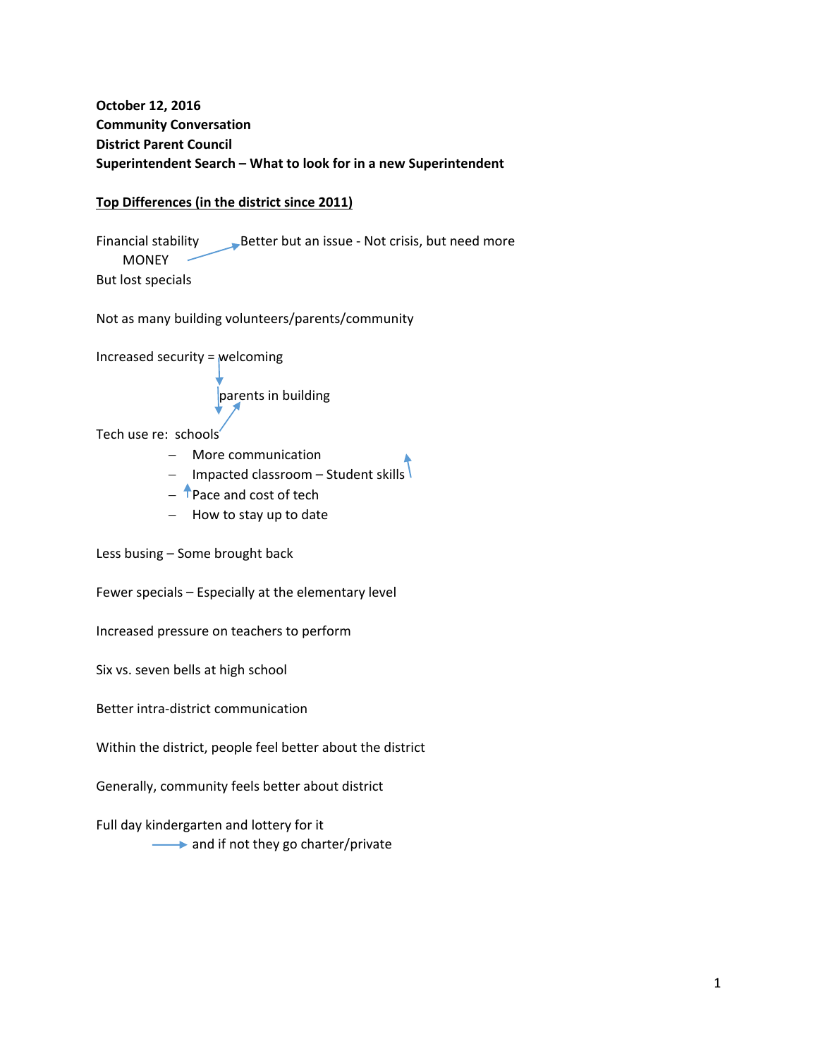**October 12, 2016**
**Community Conversation**
**District Parent Council**
**Superintendent Search – What to look for in a new Superintendent**

**Top Differences (in the district since 2011)**

Financial stability → Better but an issue - Not crisis, but need more
MONEY
But lost specials

Not as many building volunteers/parents/community

Increased security = welcoming
↓
parents in building

Tech use re: schools

- More communication
- Impacted classroom – Student skills ↑
- ↑ Pace and cost of tech
- How to stay up to date

Less busing – Some brought back

Fewer specials – Especially at the elementary level

Increased pressure on teachers to perform

Six vs. seven bells at high school

Better intra-district communication

Within the district, people feel better about the district

Generally, community feels better about district

Full day kindergarten and lottery for it
→ and if not they go charter/private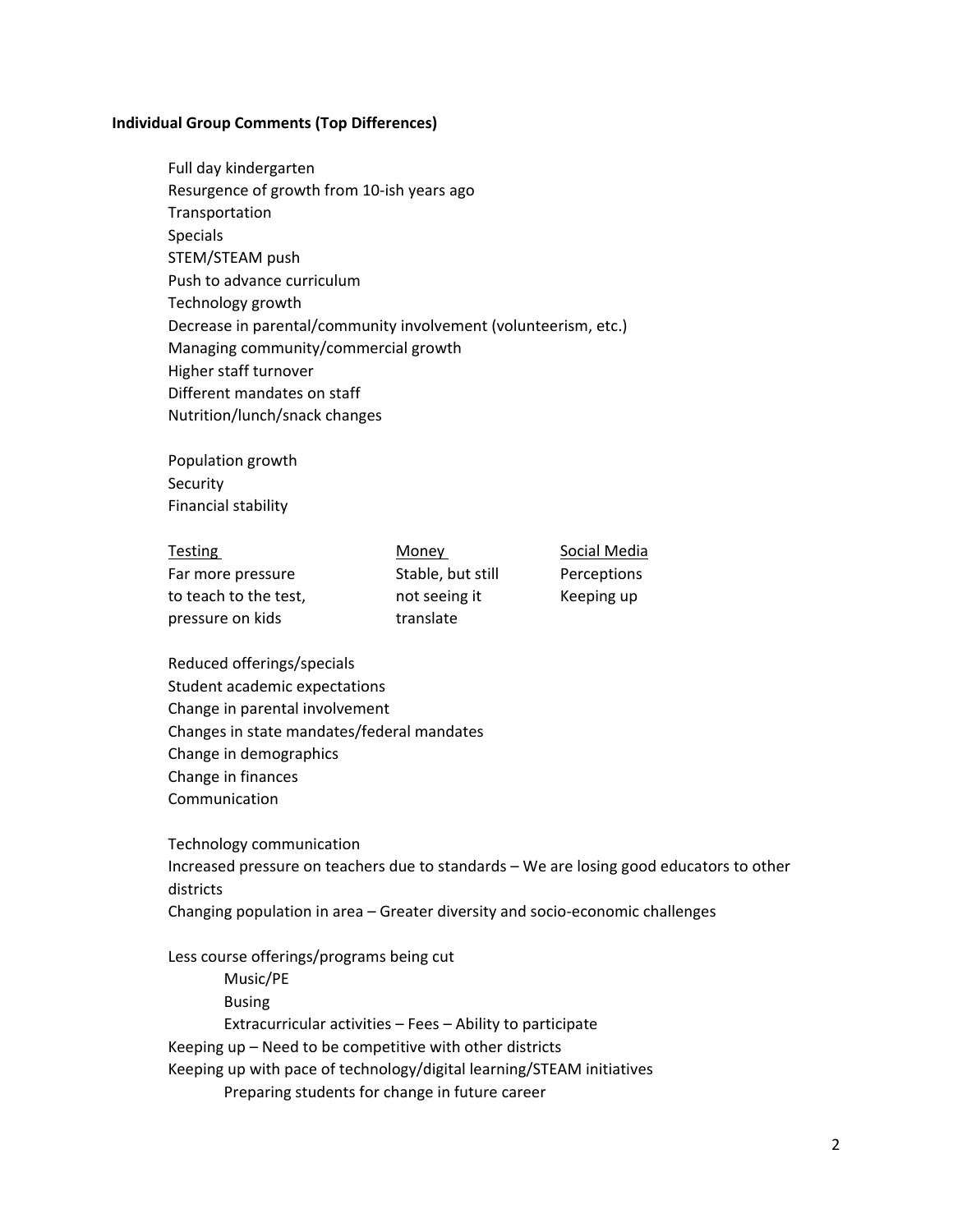**Individual Group Comments (Top Differences)**

Full day kindergarten
Resurgence of growth from 10-ish years ago
Transportation
Specials
STEM/STEAM push
Push to advance curriculum
Technology growth
Decrease in parental/community involvement (volunteerism, etc.)
Managing community/commercial growth
Higher staff turnover
Different mandates on staff
Nutrition/lunch/snack changes

Population growth
Security
Financial stability

| Testing | Money | Social Media |
| --- | --- | --- |
| Far more pressure to teach to the test, pressure on kids | Stable, but still not seeing it translate | Perceptions<br>Keeping up |

Reduced offerings/specials
Student academic expectations
Change in parental involvement
Changes in state mandates/federal mandates
Change in demographics
Change in finances
Communication

Technology communication
Increased pressure on teachers due to standards – We are losing good educators to other districts
Changing population in area – Greater diversity and socio-economic challenges

Less course offerings/programs being cut
- Music/PE
- Busing
- Extracurricular activities – Fees – Ability to participate

Keeping up – Need to be competitive with other districts
Keeping up with pace of technology/digital learning/STEAM initiatives
- Preparing students for change in future career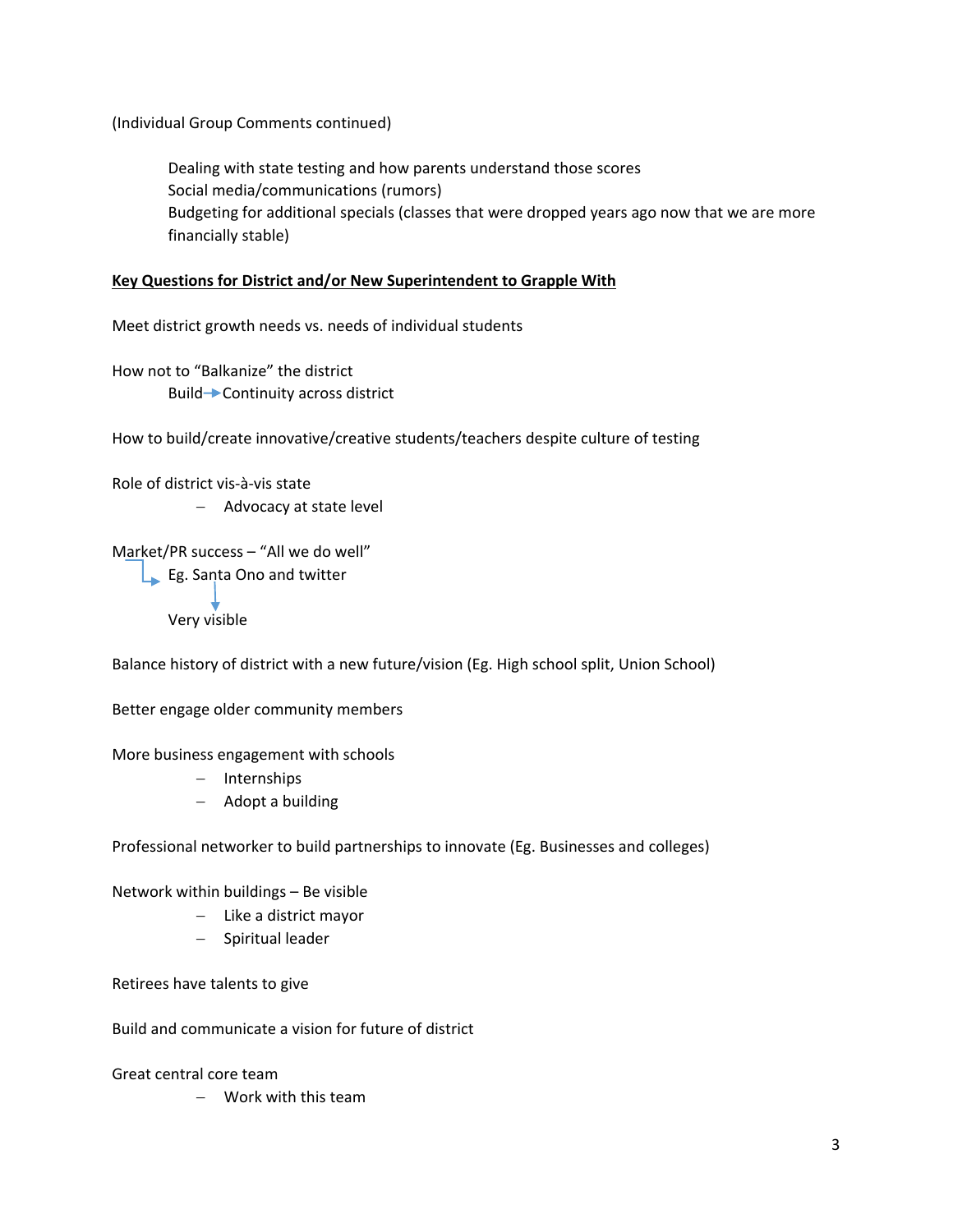(Individual Group Comments continued)

Dealing with state testing and how parents understand those scores
Social media/communications (rumors)
Budgeting for additional specials (classes that were dropped years ago now that we are more financially stable)

**Key Questions for District and/or New Superintendent to Grapple With**

Meet district growth needs vs. needs of individual students

How not to "Balkanize" the district
Build → Continuity across district

How to build/create innovative/creative students/teachers despite culture of testing

Role of district vis-à-vis state
- Advocacy at state level

Market/PR success – "All we do well"
→ Eg. Santa Ono and twitter
↓
Very visible

Balance history of district with a new future/vision (Eg. High school split, Union School)

Better engage older community members

More business engagement with schools
- Internships
- Adopt a building

Professional networker to build partnerships to innovate (Eg. Businesses and colleges)

Network within buildings – Be visible
- Like a district mayor
- Spiritual leader

Retirees have talents to give

Build and communicate a vision for future of district

Great central core team
- Work with this team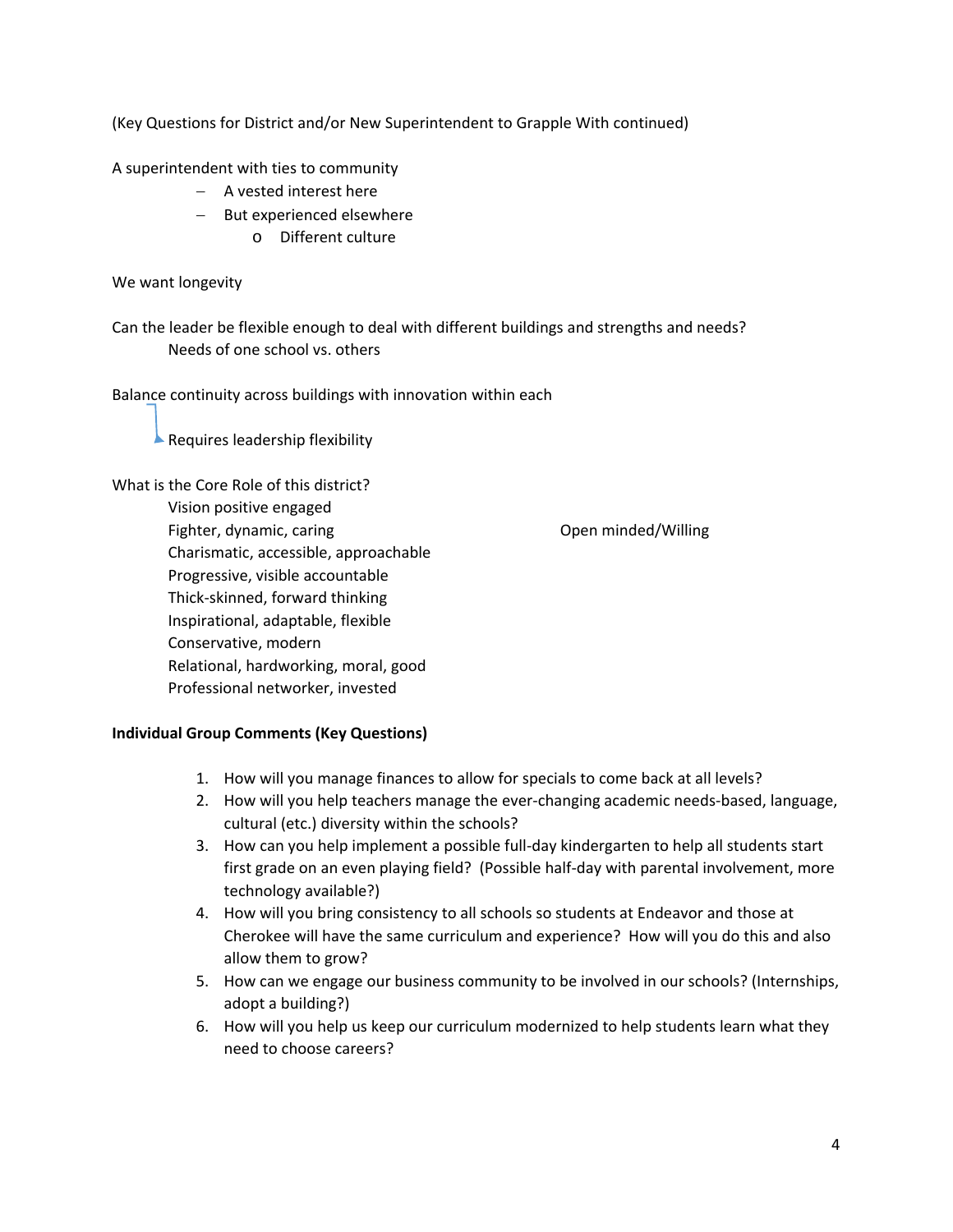(Key Questions for District and/or New Superintendent to Grapple With continued)

A superintendent with ties to community

- A vested interest here
- But experienced elsewhere
  - Different culture

We want longevity

Can the leader be flexible enough to deal with different buildings and strengths and needs?
Needs of one school vs. others

Balance continuity across buildings with innovation within each

→ Requires leadership flexibility

What is the Core Role of this district?

Vision positive engaged
Fighter, dynamic, caring
Charismatic, accessible, approachable
Progressive, visible accountable
Thick-skinned, forward thinking
Inspirational, adaptable, flexible
Conservative, modern
Relational, hardworking, moral, good
Professional networker, invested

Open minded/Willing

**Individual Group Comments (Key Questions)**

1. How will you manage finances to allow for specials to come back at all levels?
2. How will you help teachers manage the ever-changing academic needs-based, language, cultural (etc.) diversity within the schools?
3. How can you help implement a possible full-day kindergarten to help all students start first grade on an even playing field? (Possible half-day with parental involvement, more technology available?)
4. How will you bring consistency to all schools so students at Endeavor and those at Cherokee will have the same curriculum and experience? How will you do this and also allow them to grow?
5. How can we engage our business community to be involved in our schools? (Internships, adopt a building?)
6. How will you help us keep our curriculum modernized to help students learn what they need to choose careers?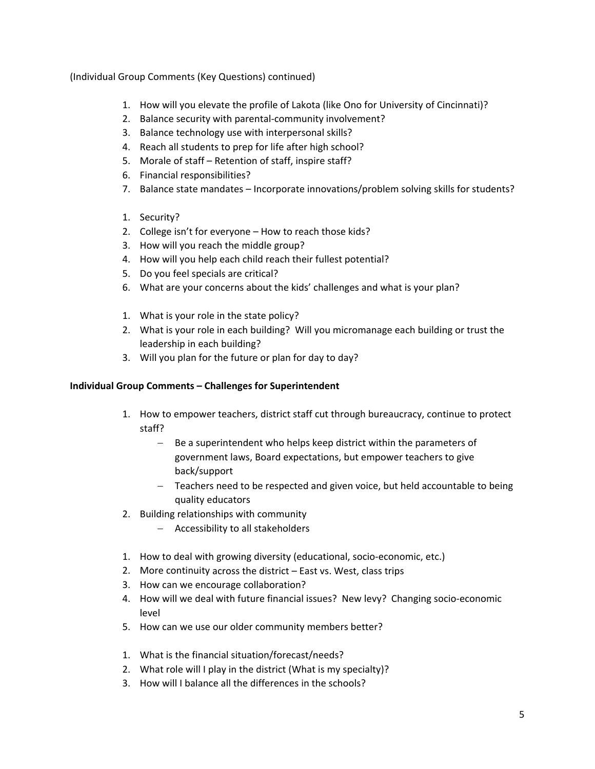(Individual Group Comments (Key Questions) continued)

1. How will you elevate the profile of Lakota (like Ono for University of Cincinnati)?
2. Balance security with parental-community involvement?
3. Balance technology use with interpersonal skills?
4. Reach all students to prep for life after high school?
5. Morale of staff – Retention of staff, inspire staff?
6. Financial responsibilities?
7. Balance state mandates – Incorporate innovations/problem solving skills for students?

<!-- -->

1. Security?
2. College isn't for everyone – How to reach those kids?
3. How will you reach the middle group?
4. How will you help each child reach their fullest potential?
5. Do you feel specials are critical?
6. What are your concerns about the kids' challenges and what is your plan?

<!-- -->

1. What is your role in the state policy?
2. What is your role in each building? Will you micromanage each building or trust the leadership in each building?
3. Will you plan for the future or plan for day to day?

**Individual Group Comments – Challenges for Superintendent**

1. How to empower teachers, district staff cut through bureaucracy, continue to protect staff?
   - Be a superintendent who helps keep district within the parameters of government laws, Board expectations, but empower teachers to give back/support
   - Teachers need to be respected and given voice, but held accountable to being quality educators
2. Building relationships with community
   - Accessibility to all stakeholders

<!-- -->

1. How to deal with growing diversity (educational, socio-economic, etc.)
2. More continuity across the district – East vs. West, class trips
3. How can we encourage collaboration?
4. How will we deal with future financial issues? New levy? Changing socio-economic level
5. How can we use our older community members better?

<!-- -->

1. What is the financial situation/forecast/needs?
2. What role will I play in the district (What is my specialty)?
3. How will I balance all the differences in the schools?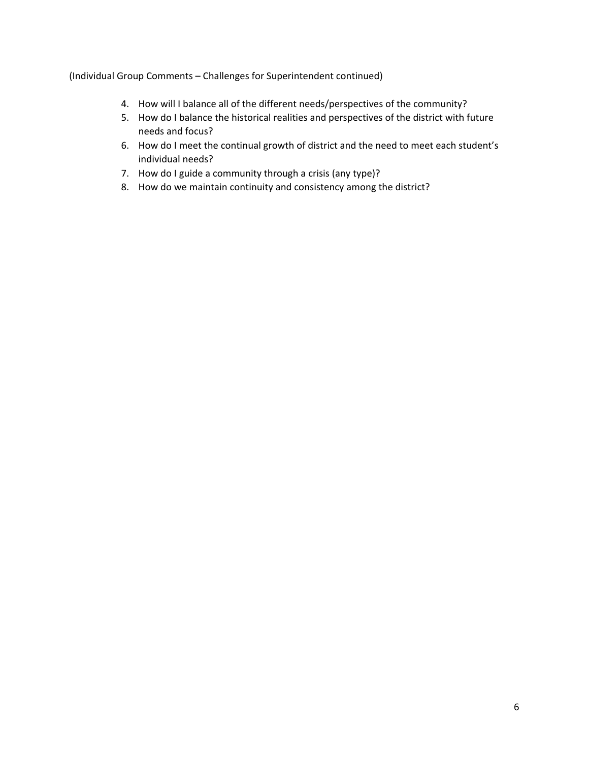(Individual Group Comments – Challenges for Superintendent continued)

4. How will I balance all of the different needs/perspectives of the community?
5. How do I balance the historical realities and perspectives of the district with future needs and focus?
6. How do I meet the continual growth of district and the need to meet each student's individual needs?
7. How do I guide a community through a crisis (any type)?
8. How do we maintain continuity and consistency among the district?